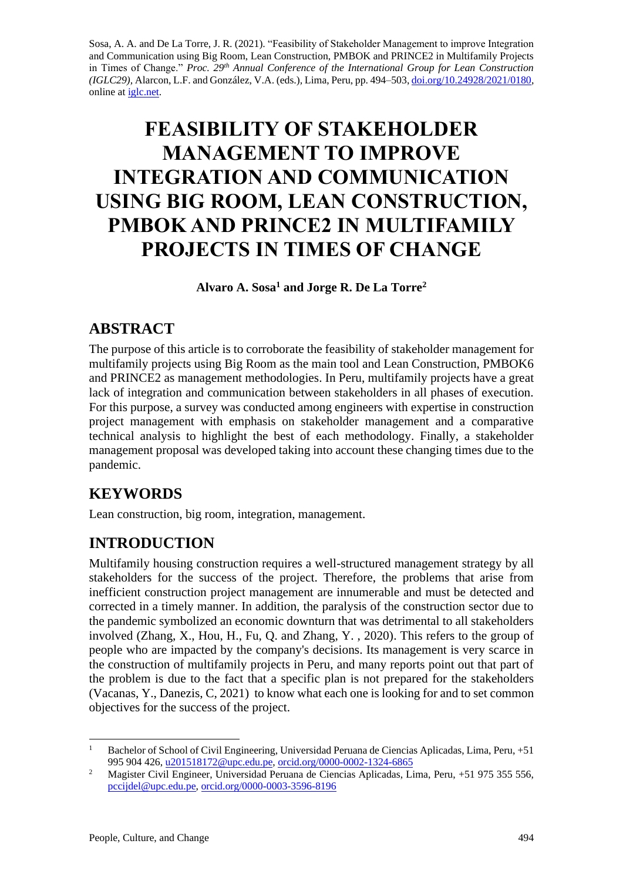Sosa, A. A. and De La Torre, J. R. (2021). "Feasibility of Stakeholder Management to improve Integration and Communication using Big Room, Lean Construction, PMBOK and PRINCE2 in Multifamily Projects in Times of Change." *Proc. 29th Annual Conference of the International Group for Lean Construction (IGLC29),* Alarcon, L.F. and González, V.A. (eds.), Lima, Peru, pp. 494–503, doi.org/10.24928/2021/0180, online at iglc.net.

# FEASIBILITY OF STAKEHOLDER MANAGEMENT TO IMPROVE INTEGRATION AND COMMUNICATION USING BIG ROOM, LEAN CONSTRUCTION, PMBOK AND PRINCE2 IN MULTIFAMILY PROJECTS IN TIMES OF CHANGE

**Alvaro A. Sosa[1] and Jorge R. De La Torre[2]**

## ABSTRACT

The purpose of this article is to corroborate the feasibility of stakeholder management for multifamily projects using Big Room as the main tool and Lean Construction, PMBOK6 and PRINCE2 as management methodologies. In Peru, multifamily projects have a great lack of integration and communication between stakeholders in all phases of execution. For this purpose, a survey was conducted among engineers with expertise in construction project management with emphasis on stakeholder management and a comparative technical analysis to highlight the best of each methodology. Finally, a stakeholder management proposal was developed taking into account these changing times due to the pandemic.

## KEYWORDS

Lean construction, big room, integration, management.

## INTRODUCTION

Multifamily housing construction requires a well-structured management strategy by all stakeholders for the success of the project. Therefore, the problems that arise from inefficient construction project management are innumerable and must be detected and corrected in a timely manner. In addition, the paralysis of the construction sector due to the pandemic symbolized an economic downturn that was detrimental to all stakeholders involved (Zhang, X., Hou, H., Fu, Q. and Zhang, Y. , 2020). This refers to the group of people who are impacted by the company's decisions. Its management is very scarce in the construction of multifamily projects in Peru, and many reports point out that part of the problem is due to the fact that a specific plan is not prepared for the stakeholders (Vacanas, Y., Danezis, C, 2021) to know what each one is looking for and to set common objectives for the success of the project.

---

[1] Bachelor of School of Civil Engineering, Universidad Peruana de Ciencias Aplicadas, Lima, Peru, +51 995 904 426, u201518172@upc.edu.pe, orcid.org/0000-0002-1324-6865

[2] Magister Civil Engineer, Universidad Peruana de Ciencias Aplicadas, Lima, Peru, +51 975 355 556, pccijdel@upc.edu.pe, orcid.org/0000-0003-3596-8196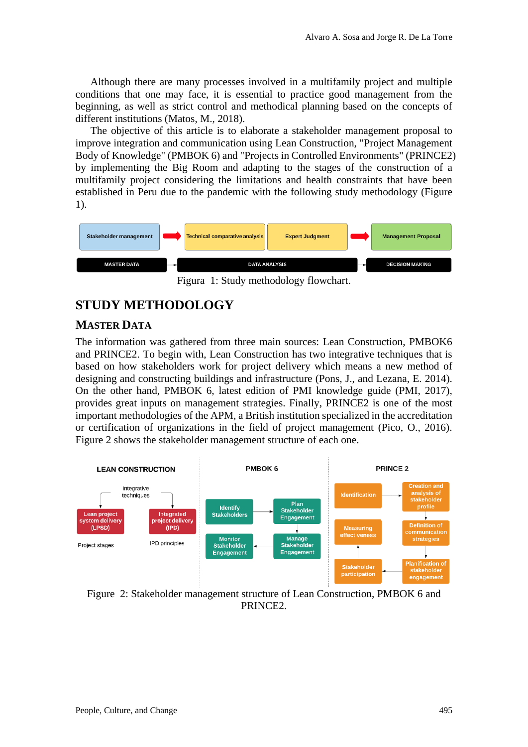Although there are many processes involved in a multifamily project and multiple conditions that one may face, it is essential to practice good management from the beginning, as well as strict control and methodical planning based on the concepts of different institutions (Matos, M., 2018).

The objective of this article is to elaborate a stakeholder management proposal to improve integration and communication using Lean Construction, "Project Management Body of Knowledge" (PMBOK 6) and "Projects in Controlled Environments" (PRINCE2) by implementing the Big Room and adapting to the stages of the construction of a multifamily project considering the limitations and health constraints that have been established in Peru due to the pandemic with the following study methodology (Figure 1).

Figura 1: Study methodology flowchart.

# STUDY METHODOLOGY

## MASTER DATA

The information was gathered from three main sources: Lean Construction, PMBOK6 and PRINCE2. To begin with, Lean Construction has two integrative techniques that is based on how stakeholders work for project delivery which means a new method of designing and constructing buildings and infrastructure (Pons, J., and Lezana, E. 2014). On the other hand, PMBOK 6, latest edition of PMI knowledge guide (PMI, 2017), provides great inputs on management strategies. Finally, PRINCE2 is one of the most important methodologies of the APM, a British institution specialized in the accreditation or certification of organizations in the field of project management (Pico, O., 2016). Figure 2 shows the stakeholder management structure of each one.

Figure 2: Stakeholder management structure of Lean Construction, PMBOK 6 and PRINCE2.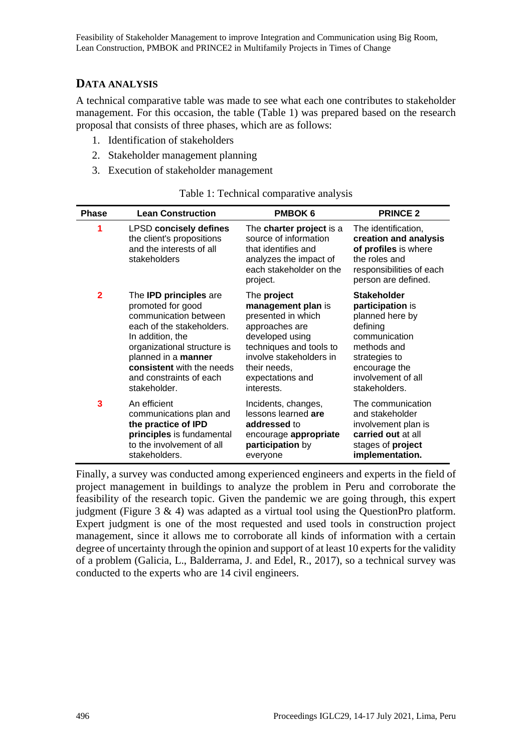## DATA ANALYSIS

A technical comparative table was made to see what each one contributes to stakeholder management. For this occasion, the table (Table 1) was prepared based on the research proposal that consists of three phases, which are as follows:

1. Identification of stakeholders
2. Stakeholder management planning
3. Execution of stakeholder management

Table 1: Technical comparative analysis

| Phase | Lean Construction | PMBOK 6 | PRINCE 2 |
|---|---|---|---|
| 1 | LPSD **concisely defines** the client's propositions and the interests of all stakeholders | The **charter project** is a source of information that identifies and analyzes the impact of each stakeholder on the project. | The identification, **creation and analysis of profiles** is where the roles and responsibilities of each person are defined. |
| 2 | The **IPD principles** are promoted for good communication between each of the stakeholders. In addition, the organizational structure is planned in a **manner consistent** with the needs and constraints of each stakeholder. | The **project management plan** is presented in which approaches are developed using techniques and tools to involve stakeholders in their needs, expectations and interests. | **Stakeholder participation** is planned here by defining communication methods and strategies to encourage the involvement of all stakeholders. |
| 3 | An efficient communications plan and **the practice of IPD principles** is fundamental to the involvement of all stakeholders. | Incidents, changes, lessons learned **are addressed** to encourage **appropriate participation** by everyone | The communication and stakeholder involvement plan is **carried out** at all stages of **project implementation.** |

Finally, a survey was conducted among experienced engineers and experts in the field of project management in buildings to analyze the problem in Peru and corroborate the feasibility of the research topic. Given the pandemic we are going through, this expert judgment (Figure 3 & 4) was adapted as a virtual tool using the QuestionPro platform. Expert judgment is one of the most requested and used tools in construction project management, since it allows me to corroborate all kinds of information with a certain degree of uncertainty through the opinion and support of at least 10 experts for the validity of a problem (Galicia, L., Balderrama, J. and Edel, R., 2017), so a technical survey was conducted to the experts who are 14 civil engineers.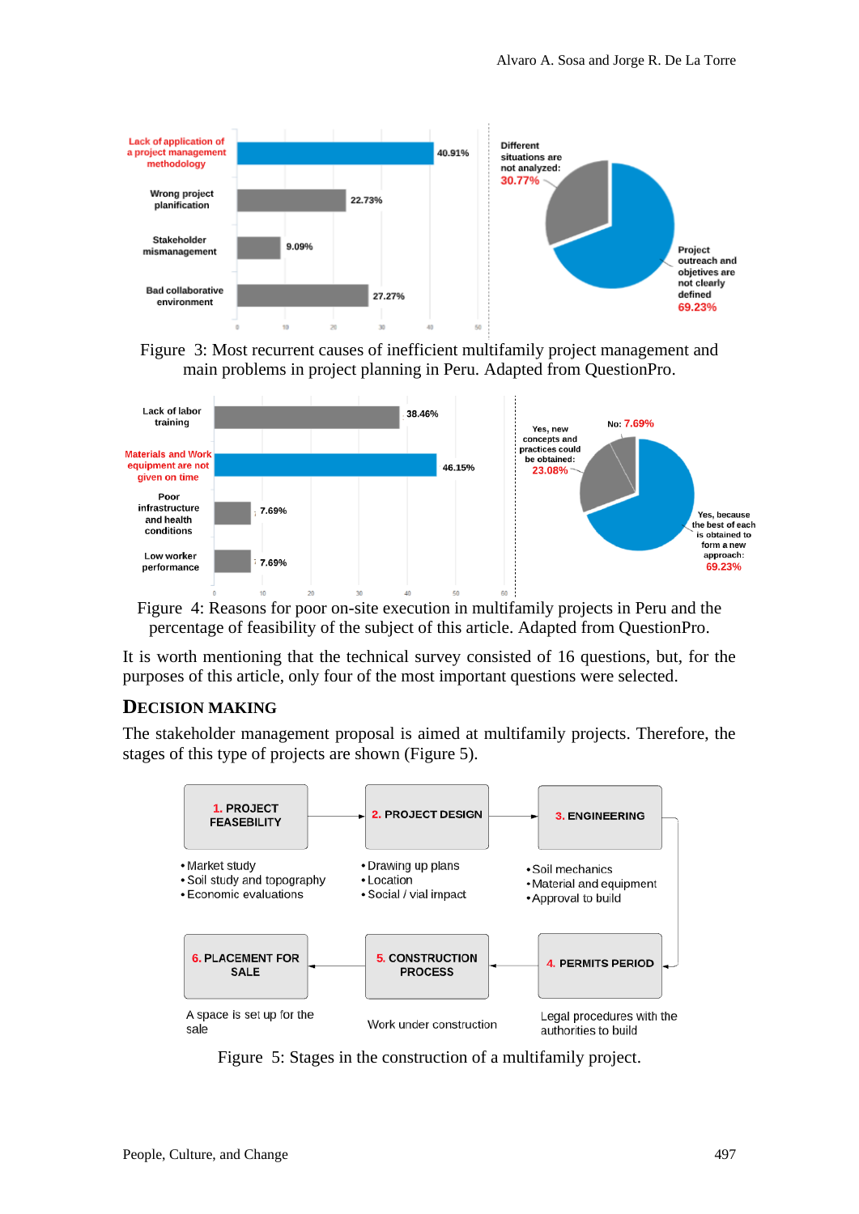Figure 3: Most recurrent causes of inefficient multifamily project management and main problems in project planning in Peru. Adapted from QuestionPro.

Figure 4: Reasons for poor on-site execution in multifamily projects in Peru and the percentage of feasibility of the subject of this article. Adapted from QuestionPro.

It is worth mentioning that the technical survey consisted of 16 questions, but, for the purposes of this article, only four of the most important questions were selected.

## Decision Making

The stakeholder management proposal is aimed at multifamily projects. Therefore, the stages of this type of projects are shown (Figure 5).

Figure 5: Stages in the construction of a multifamily project.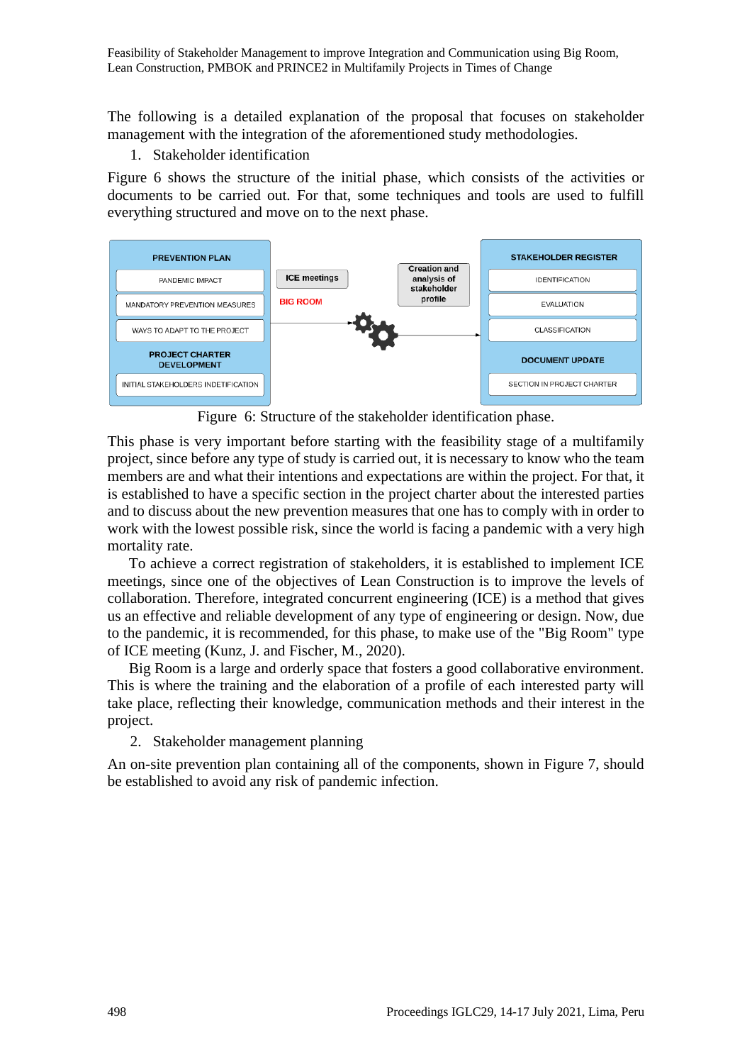The following is a detailed explanation of the proposal that focuses on stakeholder management with the integration of the aforementioned study methodologies.

1. Stakeholder identification

Figure 6 shows the structure of the initial phase, which consists of the activities or documents to be carried out. For that, some techniques and tools are used to fulfill everything structured and move on to the next phase.

Figure 6: Structure of the stakeholder identification phase.

This phase is very important before starting with the feasibility stage of a multifamily project, since before any type of study is carried out, it is necessary to know who the team members are and what their intentions and expectations are within the project. For that, it is established to have a specific section in the project charter about the interested parties and to discuss about the new prevention measures that one has to comply with in order to work with the lowest possible risk, since the world is facing a pandemic with a very high mortality rate.

To achieve a correct registration of stakeholders, it is established to implement ICE meetings, since one of the objectives of Lean Construction is to improve the levels of collaboration. Therefore, integrated concurrent engineering (ICE) is a method that gives us an effective and reliable development of any type of engineering or design. Now, due to the pandemic, it is recommended, for this phase, to make use of the "Big Room" type of ICE meeting (Kunz, J. and Fischer, M., 2020).

Big Room is a large and orderly space that fosters a good collaborative environment. This is where the training and the elaboration of a profile of each interested party will take place, reflecting their knowledge, communication methods and their interest in the project.

2. Stakeholder management planning

An on-site prevention plan containing all of the components, shown in Figure 7, should be established to avoid any risk of pandemic infection.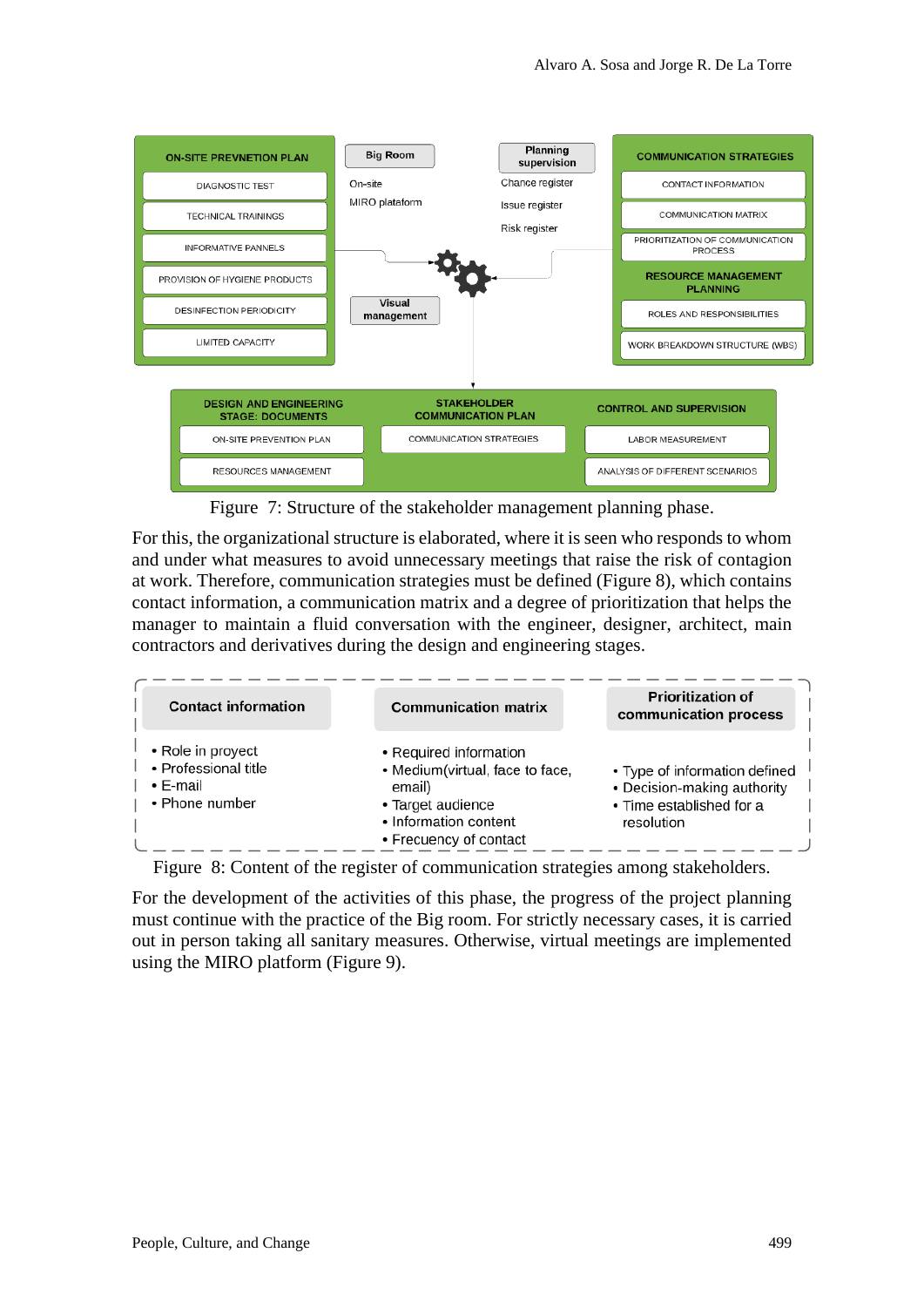Figure 7: Structure of the stakeholder management planning phase.

For this, the organizational structure is elaborated, where it is seen who responds to whom and under what measures to avoid unnecessary meetings that raise the risk of contagion at work. Therefore, communication strategies must be defined (Figure 8), which contains contact information, a communication matrix and a degree of prioritization that helps the manager to maintain a fluid conversation with the engineer, designer, architect, main contractors and derivatives during the design and engineering stages.

| Contact information | Communication matrix | Prioritization of communication process |
| --- | --- | --- |
| • Role in proyect<br>• Professional title<br>• E-mail<br>• Phone number | • Required information<br>• Medium(virtual, face to face, email)<br>• Target audience<br>• Information content<br>• Frecuency of contact | • Type of information defined<br>• Decision-making authority<br>• Time established for a resolution |

Figure 8: Content of the register of communication strategies among stakeholders.

For the development of the activities of this phase, the progress of the project planning must continue with the practice of the Big room. For strictly necessary cases, it is carried out in person taking all sanitary measures. Otherwise, virtual meetings are implemented using the MIRO platform (Figure 9).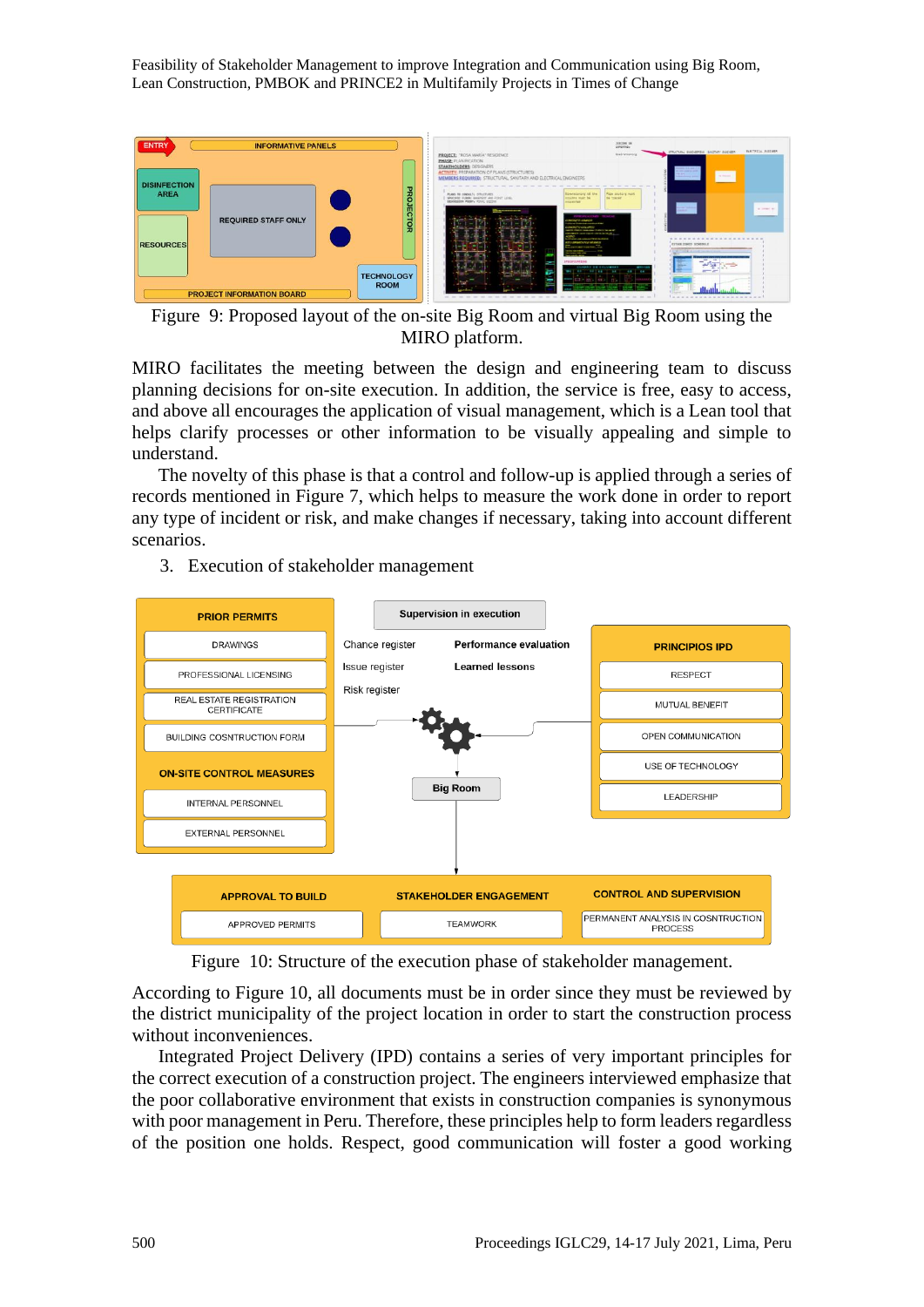Figure 9: Proposed layout of the on-site Big Room and virtual Big Room using the MIRO platform.

MIRO facilitates the meeting between the design and engineering team to discuss planning decisions for on-site execution. In addition, the service is free, easy to access, and above all encourages the application of visual management, which is a Lean tool that helps clarify processes or other information to be visually appealing and simple to understand.

The novelty of this phase is that a control and follow-up is applied through a series of records mentioned in Figure 7, which helps to measure the work done in order to report any type of incident or risk, and make changes if necessary, taking into account different scenarios.

3. Execution of stakeholder management

Figure 10: Structure of the execution phase of stakeholder management.

According to Figure 10, all documents must be in order since they must be reviewed by the district municipality of the project location in order to start the construction process without inconveniences.

Integrated Project Delivery (IPD) contains a series of very important principles for the correct execution of a construction project. The engineers interviewed emphasize that the poor collaborative environment that exists in construction companies is synonymous with poor management in Peru. Therefore, these principles help to form leaders regardless of the position one holds. Respect, good communication will foster a good working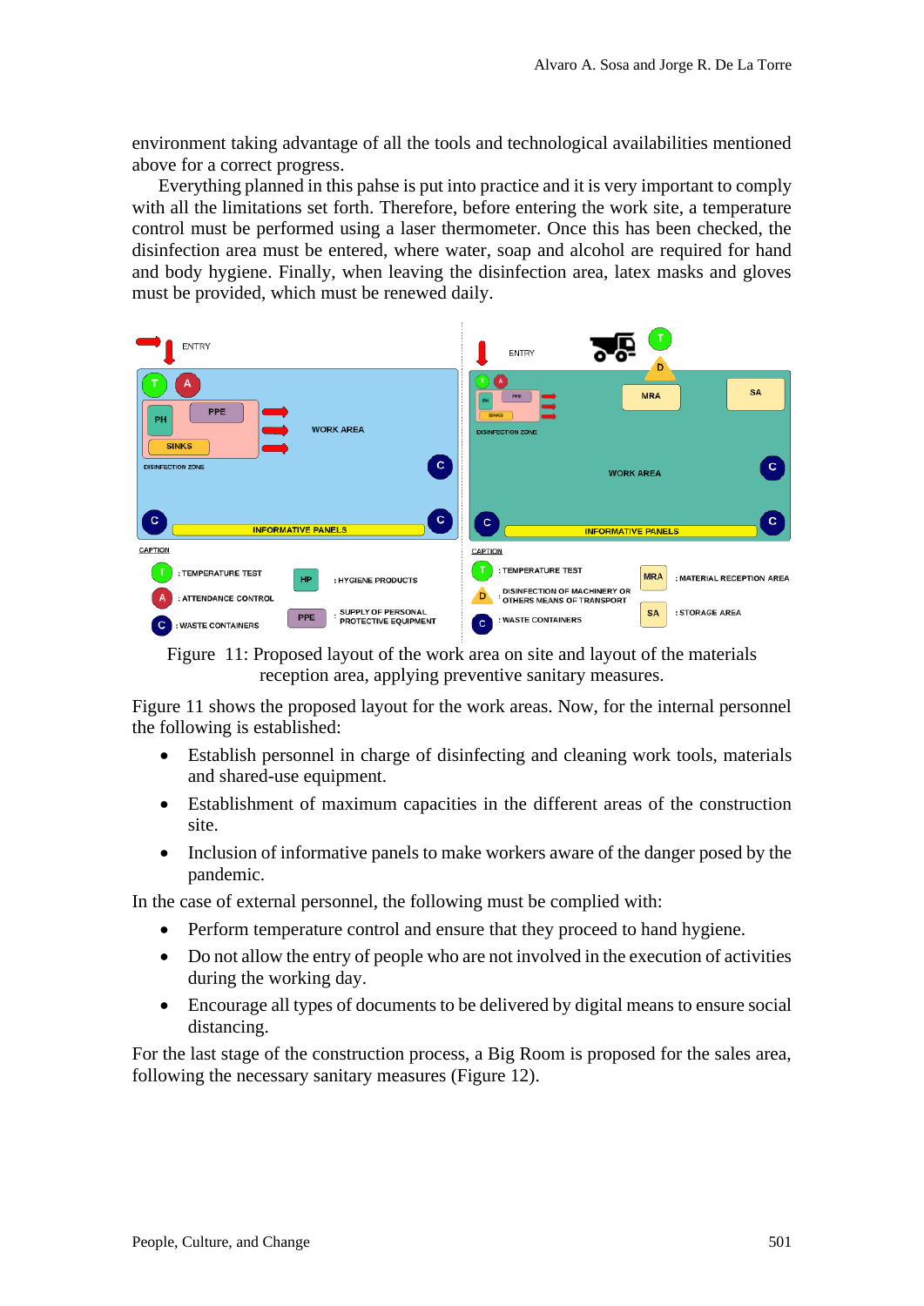environment taking advantage of all the tools and technological availabilities mentioned above for a correct progress.

Everything planned in this pahse is put into practice and it is very important to comply with all the limitations set forth. Therefore, before entering the work site, a temperature control must be performed using a laser thermometer. Once this has been checked, the disinfection area must be entered, where water, soap and alcohol are required for hand and body hygiene. Finally, when leaving the disinfection area, latex masks and gloves must be provided, which must be renewed daily.

Figure 11: Proposed layout of the work area on site and layout of the materials reception area, applying preventive sanitary measures.

Figure 11 shows the proposed layout for the work areas. Now, for the internal personnel the following is established:

- Establish personnel in charge of disinfecting and cleaning work tools, materials and shared-use equipment.
- Establishment of maximum capacities in the different areas of the construction site.
- Inclusion of informative panels to make workers aware of the danger posed by the pandemic.

In the case of external personnel, the following must be complied with:

- Perform temperature control and ensure that they proceed to hand hygiene.
- Do not allow the entry of people who are not involved in the execution of activities during the working day.
- Encourage all types of documents to be delivered by digital means to ensure social distancing.

For the last stage of the construction process, a Big Room is proposed for the sales area, following the necessary sanitary measures (Figure 12).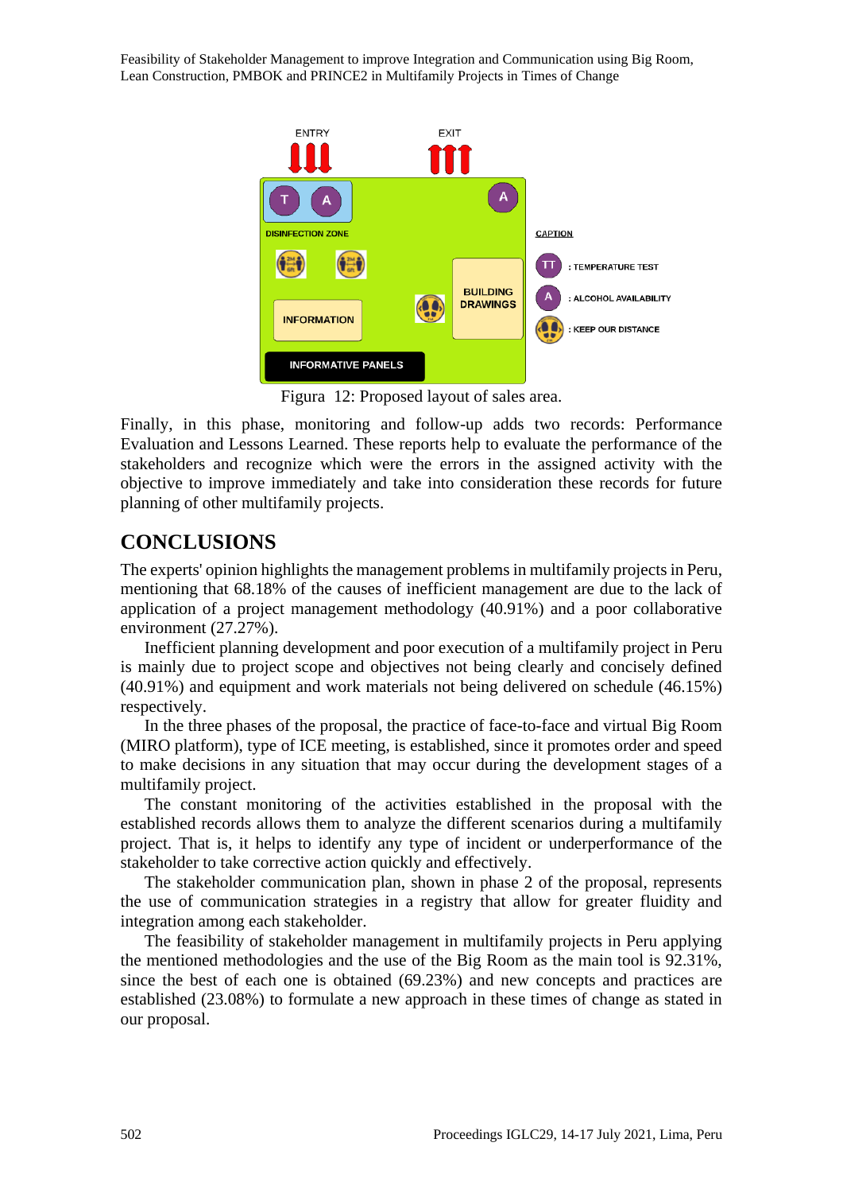Figura 12: Proposed layout of sales area.

Finally, in this phase, monitoring and follow-up adds two records: Performance Evaluation and Lessons Learned. These reports help to evaluate the performance of the stakeholders and recognize which were the errors in the assigned activity with the objective to improve immediately and take into consideration these records for future planning of other multifamily projects.

## CONCLUSIONS

The experts' opinion highlights the management problems in multifamily projects in Peru, mentioning that 68.18% of the causes of inefficient management are due to the lack of application of a project management methodology (40.91%) and a poor collaborative environment (27.27%).

Inefficient planning development and poor execution of a multifamily project in Peru is mainly due to project scope and objectives not being clearly and concisely defined (40.91%) and equipment and work materials not being delivered on schedule (46.15%) respectively.

In the three phases of the proposal, the practice of face-to-face and virtual Big Room (MIRO platform), type of ICE meeting, is established, since it promotes order and speed to make decisions in any situation that may occur during the development stages of a multifamily project.

The constant monitoring of the activities established in the proposal with the established records allows them to analyze the different scenarios during a multifamily project. That is, it helps to identify any type of incident or underperformance of the stakeholder to take corrective action quickly and effectively.

The stakeholder communication plan, shown in phase 2 of the proposal, represents the use of communication strategies in a registry that allow for greater fluidity and integration among each stakeholder.

The feasibility of stakeholder management in multifamily projects in Peru applying the mentioned methodologies and the use of the Big Room as the main tool is 92.31%, since the best of each one is obtained (69.23%) and new concepts and practices are established (23.08%) to formulate a new approach in these times of change as stated in our proposal.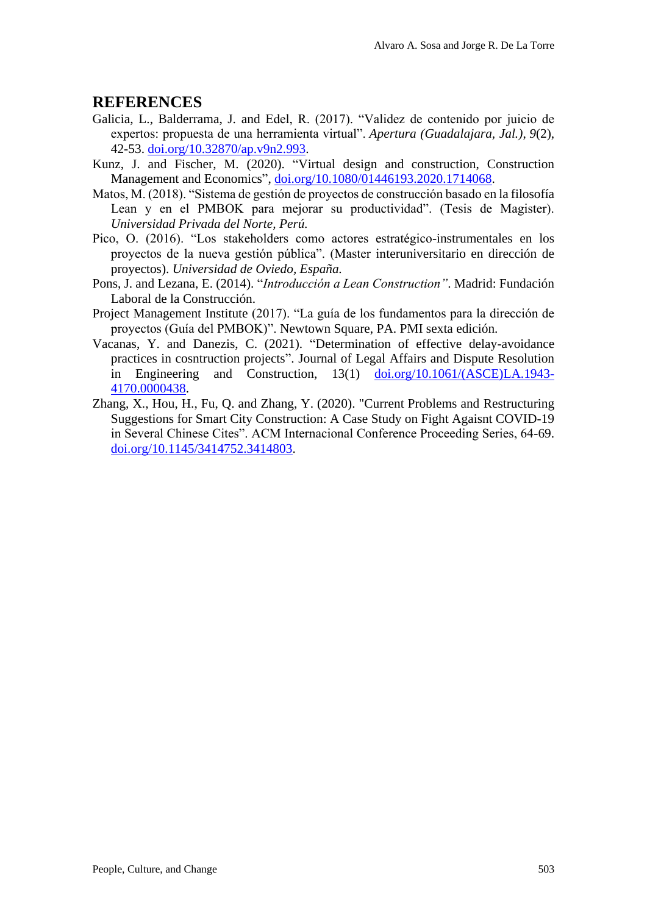## REFERENCES

Galicia, L., Balderrama, J. and Edel, R. (2017). "Validez de contenido por juicio de expertos: propuesta de una herramienta virtual". *Apertura (Guadalajara, Jal.)*, *9*(2), 42-53. doi.org/10.32870/ap.v9n2.993.

Kunz, J. and Fischer, M. (2020). "Virtual design and construction, Construction Management and Economics", doi.org/10.1080/01446193.2020.1714068.

Matos, M. (2018). "Sistema de gestión de proyectos de construcción basado en la filosofía Lean y en el PMBOK para mejorar su productividad". (Tesis de Magister). *Universidad Privada del Norte, Perú.*

Pico, O. (2016). "Los stakeholders como actores estratégico-instrumentales en los proyectos de la nueva gestión pública". (Master interuniversitario en dirección de proyectos). *Universidad de Oviedo, España.*

Pons, J. and Lezana, E. (2014). "*Introducción a Lean Construction*". Madrid: Fundación Laboral de la Construcción.

Project Management Institute (2017). "La guía de los fundamentos para la dirección de proyectos (Guía del PMBOK)". Newtown Square, PA. PMI sexta edición.

Vacanas, Y. and Danezis, C. (2021). "Determination of effective delay-avoidance practices in cosntruction projects". Journal of Legal Affairs and Dispute Resolution in Engineering and Construction, 13(1) doi.org/10.1061/(ASCE)LA.1943-4170.0000438.

Zhang, X., Hou, H., Fu, Q. and Zhang, Y. (2020). "Current Problems and Restructuring Suggestions for Smart City Construction: A Case Study on Fight Agaisnt COVID-19 in Several Chinese Cites". ACM Internacional Conference Proceeding Series, 64-69. doi.org/10.1145/3414752.3414803.